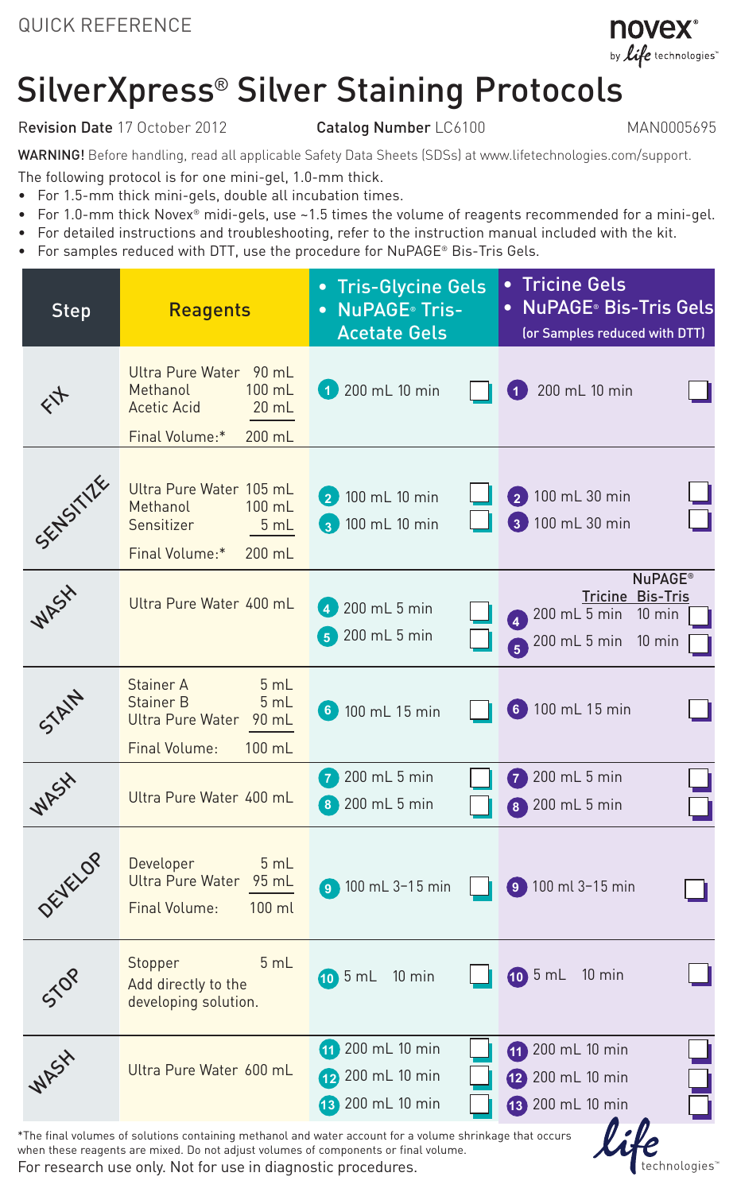QUICK REFERENCE

# SilverXpress® Silver Staining Protocols

**Revision Date** 17 October 2012 **Catalog Number** LC6100 MAN0005695

**WARNING!** Before handling, read all applicable Safety Data Sheets (SDSs) at www.lifetechnologies.com/support.

The following protocol is for one mini-gel, 1.0-mm thick.

- For 1.5-mm thick mini-gels, double all incubation times.
- For 1.0-mm thick Novex® midi-gels, use ~1.5 times the volume of reagents recommended for a mini-gel.
- For detailed instructions and troubleshooting, refer to the instruction manual included with the kit.
- For samples reduced with DTT, use the procedure for NuPAGE® Bis-Tris Gels.

| Step | Reagents | • Tris-Glycine Gels • NuPAGE® Tris-Acetate Gels | • Tricine Gels • NuPAGE® Bis-Tris Gels (or Samples reduced with DTT) |
|---|---|---|---|
| FIX | Ultra Pure Water 90 mL<br>Methanol 100 mL<br>Acetic Acid 20 mL<br>Final Volume:* 200 mL | 1 200 mL 10 min ☐ | 1 200 mL 10 min ☐ |
| SENSITIZE | Ultra Pure Water 105 mL<br>Methanol 100 mL<br>Sensitizer 5 mL<br>Final Volume:* 200 mL | 2 100 mL 10 min ☐<br>3 100 mL 10 min ☐ | 2 100 mL 30 min ☐<br>3 100 mL 30 min ☐ |
| WASH | Ultra Pure Water 400 mL | 4 200 mL 5 min ☐<br>5 200 mL 5 min ☐ | Tricine / NuPAGE® Bis-Tris<br>4 200 mL 5 min / 10 min ☐<br>5 200 mL 5 min / 10 min ☐ |
| STAIN | Stainer A 5 mL<br>Stainer B 5 mL<br>Ultra Pure Water 90 mL<br>Final Volume: 100 mL | 6 100 mL 15 min ☐ | 6 100 mL 15 min ☐ |
| WASH | Ultra Pure Water 400 mL | 7 200 mL 5 min ☐<br>8 200 mL 5 min ☐ | 7 200 mL 5 min ☐<br>8 200 mL 5 min ☐ |
| DEVELOP | Developer 5 mL<br>Ultra Pure Water 95 mL<br>Final Volume: 100 ml | 9 100 mL 3–15 min ☐ | 9 100 ml 3–15 min ☐ |
| STOP | Stopper 5 mL<br>Add directly to the developing solution. | 10 5 mL 10 min ☐ | 10 5 mL 10 min ☐ |
| WASH | Ultra Pure Water 600 mL | 11 200 mL 10 min ☐<br>12 200 mL 10 min ☐<br>13 200 mL 10 min ☐ | 11 200 mL 10 min ☐<br>12 200 mL 10 min ☐<br>13 200 mL 10 min ☐ |

*The final volumes of solutions containing methanol and water account for a volume shrinkage that occurs when these reagents are mixed. Do not adjust volumes of components or final volume.

For research use only. Not for use in diagnostic procedures.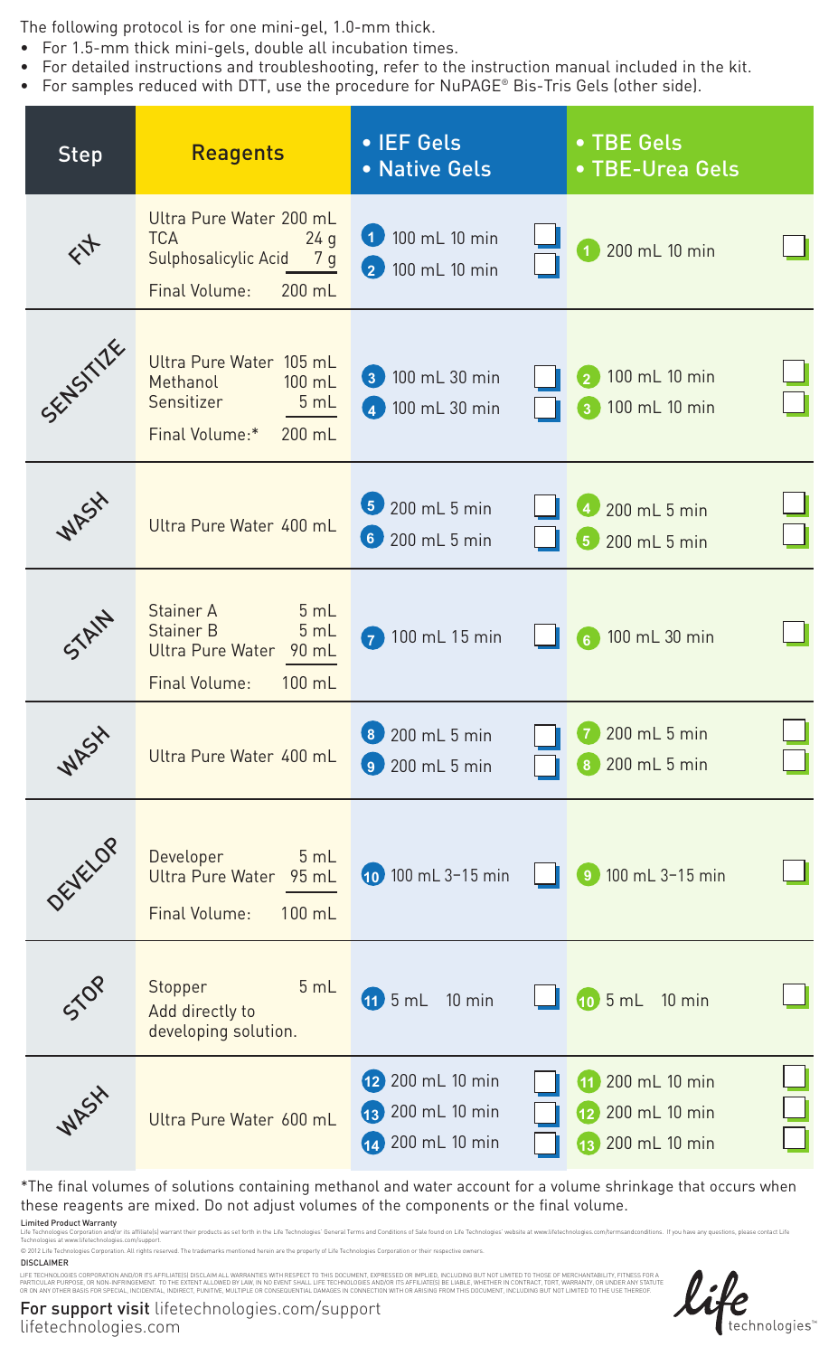The following protocol is for one mini-gel, 1.0-mm thick.

- For 1.5-mm thick mini-gels, double all incubation times.
- For detailed instructions and troubleshooting, refer to the instruction manual included in the kit.
- For samples reduced with DTT, use the procedure for NuPAGE® Bis-Tris Gels (other side).

| Step | Reagents | • IEF Gels<br>• Native Gels | • TBE Gels<br>• TBE-Urea Gels |
|---|---|---|---|
| FIX | Ultra Pure Water 200 mL<br>TCA 24 g<br>Sulphosalicylic Acid 7 g<br>Final Volume: 200 mL | 1 100 mL 10 min ☐<br>2 100 mL 10 min ☐ | 1 200 mL 10 min ☐ |
| SENSITIZE | Ultra Pure Water 105 mL<br>Methanol 100 mL<br>Sensitizer 5 mL<br>Final Volume:* 200 mL | 3 100 mL 30 min ☐<br>4 100 mL 30 min ☐ | 2 100 mL 10 min ☐<br>3 100 mL 10 min ☐ |
| WASH | Ultra Pure Water 400 mL | 5 200 mL 5 min ☐<br>6 200 mL 5 min ☐ | 4 200 mL 5 min ☐<br>5 200 mL 5 min ☐ |
| STAIN | Stainer A 5 mL<br>Stainer B 5 mL<br>Ultra Pure Water 90 mL<br>Final Volume: 100 mL | 7 100 mL 15 min ☐ | 6 100 mL 30 min ☐ |
| WASH | Ultra Pure Water 400 mL | 8 200 mL 5 min ☐<br>9 200 mL 5 min ☐ | 7 200 mL 5 min ☐<br>8 200 mL 5 min ☐ |
| DEVELOP | Developer 5 mL<br>Ultra Pure Water 95 mL<br>Final Volume: 100 mL | 10 100 mL 3–15 min ☐ | 9 100 mL 3–15 min ☐ |
| STOP | Stopper 5 mL<br>Add directly to developing solution. | 11 5 mL 10 min ☐ | 10 5 mL 10 min ☐ |
| WASH | Ultra Pure Water 600 mL | 12 200 mL 10 min ☐<br>13 200 mL 10 min ☐<br>14 200 mL 10 min ☐ | 11 200 mL 10 min ☐<br>12 200 mL 10 min ☐<br>13 200 mL 10 min ☐ |

*The final volumes of solutions containing methanol and water account for a volume shrinkage that occurs when these reagents are mixed. Do not adjust volumes of the components or the final volume.

**Limited Product Warranty**

Life Technologies Corporation and/or its affiliate(s) warrant their products as set forth in the Life Technologies' General Terms and Conditions of Sale found on Life Technologies' website at www.lifetechnologies.com/termsandconditions. If you have any questions, please contact Life Technologies at www.lifetechnologies.com/support.

© 2012 Life Technologies Corporation. All rights reserved. The trademarks mentioned herein are the property of Life Technologies Corporation or their respective owners.

**DISCLAIMER**

LIFE TECHNOLOGIES CORPORATION AND/OR ITS AFFILIATE(S) DISCLAIM ALL WARRANTIES WITH RESPECT TO THIS DOCUMENT, EXPRESSED OR IMPLIED, INCLUDING BUT NOT LIMITED TO THOSE OF MERCHANTABILITY, FITNESS FOR A PARTICULAR PURPOSE, OR NON-INFRINGEMENT. TO THE EXTENT ALLOWED BY LAW, IN NO EVENT SHALL LIFE TECHNOLOGIES AND/OR ITS AFFILIATE(S) BE LIABLE, WHETHER IN CONTRACT, TORT, WARRANTY, OR UNDER ANY STATUTE OR ON ANY OTHER BASIS FOR SPECIAL, INCIDENTAL, INDIRECT, PUNITIVE, MULTIPLE OR CONSEQUENTIAL DAMAGES IN CONNECTION WITH OR ARISING FROM THIS DOCUMENT, INCLUDING BUT NOT LIMITED TO THE USE THEREOF.

**For support visit** lifetechnologies.com/support
lifetechnologies.com

life technologies™